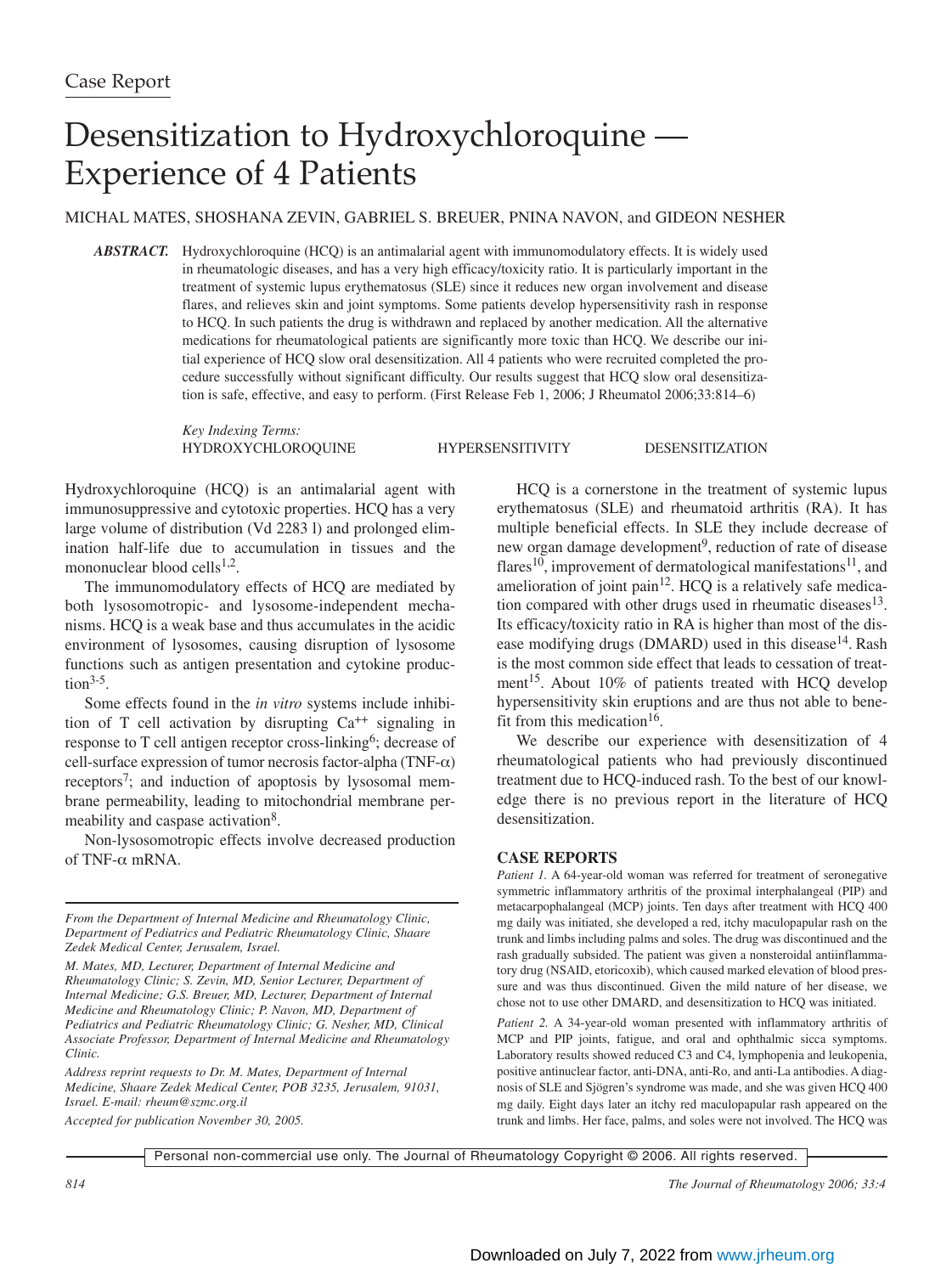Case Report

# Desensitization to Hydroxychloroquine — Experience of 4 Patients

MICHAL MATES, SHOSHANA ZEVIN, GABRIEL S. BREUER, PNINA NAVON, and GIDEON NESHER

***ABSTRACT.*** Hydroxychloroquine (HCQ) is an antimalarial agent with immunomodulatory effects. It is widely used in rheumatologic diseases, and has a very high efficacy/toxicity ratio. It is particularly important in the treatment of systemic lupus erythematosus (SLE) since it reduces new organ involvement and disease flares, and relieves skin and joint symptoms. Some patients develop hypersensitivity rash in response to HCQ. In such patients the drug is withdrawn and replaced by another medication. All the alternative medications for rheumatological patients are significantly more toxic than HCQ. We describe our initial experience of HCQ slow oral desensitization. All 4 patients who were recruited completed the procedure successfully without significant difficulty. Our results suggest that HCQ slow oral desensitization is safe, effective, and easy to perform. (First Release Feb 1, 2006; J Rheumatol 2006;33:814–6)

*Key Indexing Terms:*
HYDROXYCHLOROQUINE HYPERSENSITIVITY DESENSITIZATION

Hydroxychloroquine (HCQ) is an antimalarial agent with immunosuppressive and cytotoxic properties. HCQ has a very large volume of distribution (Vd 2283 l) and prolonged elimination half-life due to accumulation in tissues and the mononuclear blood cells[1,2].

The immunomodulatory effects of HCQ are mediated by both lysosomotropic- and lysosome-independent mechanisms. HCQ is a weak base and thus accumulates in the acidic environment of lysosomes, causing disruption of lysosome functions such as antigen presentation and cytokine production[3-5].

Some effects found in the *in vitro* systems include inhibition of T cell activation by disrupting $Ca^{++}$ signaling in response to T cell antigen receptor cross-linking[6]; decrease of cell-surface expression of tumor necrosis factor-alpha (TNF-α) receptors[7]; and induction of apoptosis by lysosomal membrane permeability, leading to mitochondrial membrane permeability and caspase activation[8].

Non-lysosomotropic effects involve decreased production of TNF-α mRNA.

*From the Department of Internal Medicine and Rheumatology Clinic, Department of Pediatrics and Pediatric Rheumatology Clinic, Shaare Zedek Medical Center, Jerusalem, Israel.*

*M. Mates, MD, Lecturer, Department of Internal Medicine and Rheumatology Clinic; S. Zevin, MD, Senior Lecturer, Department of Internal Medicine; G.S. Breuer, MD, Lecturer, Department of Internal Medicine and Rheumatology Clinic; P. Navon, MD, Department of Pediatrics and Pediatric Rheumatology Clinic; G. Nesher, MD, Clinical Associate Professor, Department of Internal Medicine and Rheumatology Clinic.*

*Address reprint requests to Dr. M. Mates, Department of Internal Medicine, Shaare Zedek Medical Center, POB 3235, Jerusalem, 91031, Israel. E-mail: rheum@szmc.org.il*

*Accepted for publication November 30, 2005.*

HCQ is a cornerstone in the treatment of systemic lupus erythematosus (SLE) and rheumatoid arthritis (RA). It has multiple beneficial effects. In SLE they include decrease of new organ damage development[9], reduction of rate of disease flares[10], improvement of dermatological manifestations[11], and amelioration of joint pain[12]. HCQ is a relatively safe medication compared with other drugs used in rheumatic diseases[13]. Its efficacy/toxicity ratio in RA is higher than most of the disease modifying drugs (DMARD) used in this disease[14]. Rash is the most common side effect that leads to cessation of treatment[15]. About 10% of patients treated with HCQ develop hypersensitivity skin eruptions and are thus not able to benefit from this medication[16].

We describe our experience with desensitization of 4 rheumatological patients who had previously discontinued treatment due to HCQ-induced rash. To the best of our knowledge there is no previous report in the literature of HCQ desensitization.

## CASE REPORTS

*Patient 1.* A 64-year-old woman was referred for treatment of seronegative symmetric inflammatory arthritis of the proximal interphalangeal (PIP) and metacarpophalangeal (MCP) joints. Ten days after treatment with HCQ 400 mg daily was initiated, she developed a red, itchy maculopapular rash on the trunk and limbs including palms and soles. The drug was discontinued and the rash gradually subsided. The patient was given a nonsteroidal antiinflammatory drug (NSAID, etoricoxib), which caused marked elevation of blood pressure and was thus discontinued. Given the mild nature of her disease, we chose not to use other DMARD, and desensitization to HCQ was initiated.

*Patient 2.* A 34-year-old woman presented with inflammatory arthritis of MCP and PIP joints, fatigue, and oral and ophthalmic sicca symptoms. Laboratory results showed reduced C3 and C4, lymphopenia and leukopenia, positive antinuclear factor, anti-DNA, anti-Ro, and anti-La antibodies. A diagnosis of SLE and Sjögren's syndrome was made, and she was given HCQ 400 mg daily. Eight days later an itchy red maculopapular rash appeared on the trunk and limbs. Her face, palms, and soles were not involved. The HCQ was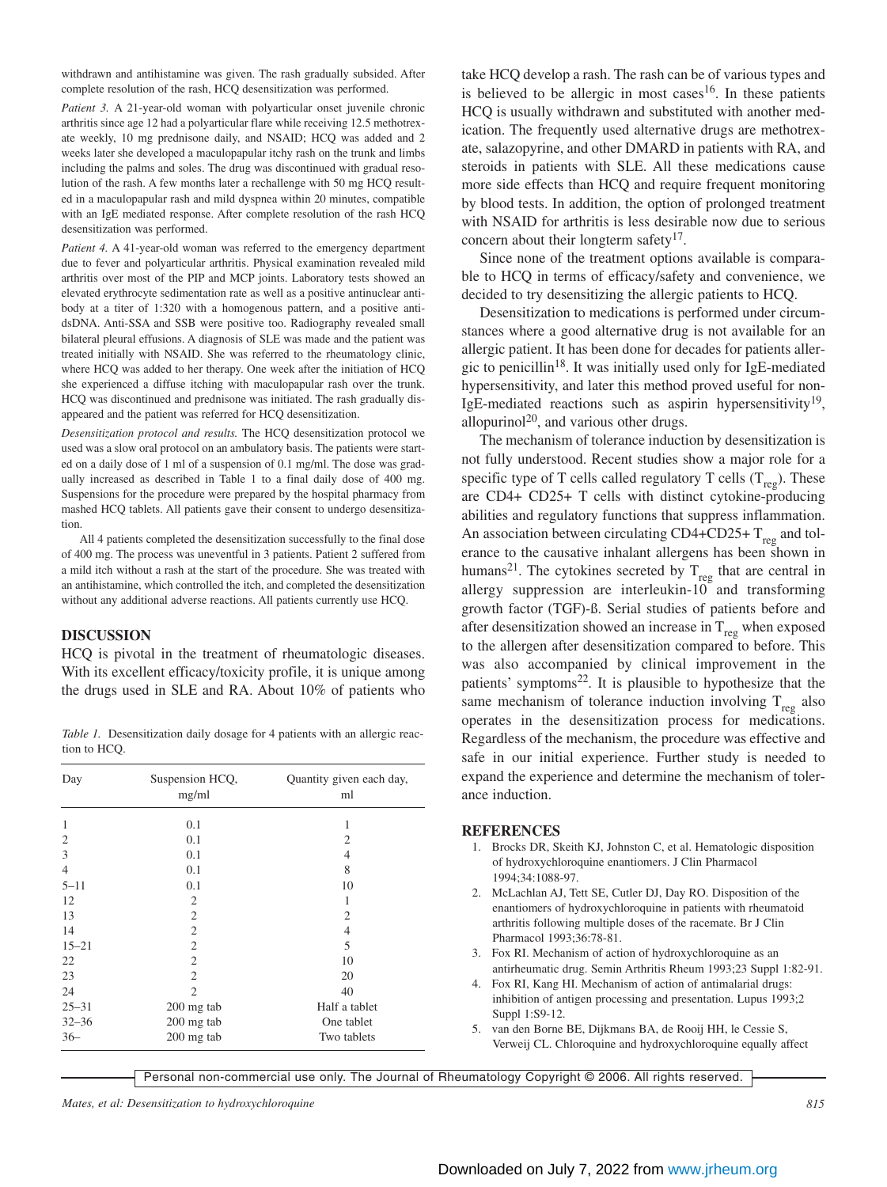withdrawn and antihistamine was given. The rash gradually subsided. After complete resolution of the rash, HCQ desensitization was performed.

*Patient 3.* A 21-year-old woman with polyarticular onset juvenile chronic arthritis since age 12 had a polyarticular flare while receiving 12.5 methotrexate weekly, 10 mg prednisone daily, and NSAID; HCQ was added and 2 weeks later she developed a maculopapular itchy rash on the trunk and limbs including the palms and soles. The drug was discontinued with gradual resolution of the rash. A few months later a rechallenge with 50 mg HCQ resulted in a maculopapular rash and mild dyspnea within 20 minutes, compatible with an IgE mediated response. After complete resolution of the rash HCQ desensitization was performed.

*Patient 4.* A 41-year-old woman was referred to the emergency department due to fever and polyarticular arthritis. Physical examination revealed mild arthritis over most of the PIP and MCP joints. Laboratory tests showed an elevated erythrocyte sedimentation rate as well as a positive antinuclear antibody at a titer of 1:320 with a homogenous pattern, and a positive anti-dsDNA. Anti-SSA and SSB were positive too. Radiography revealed small bilateral pleural effusions. A diagnosis of SLE was made and the patient was treated initially with NSAID. She was referred to the rheumatology clinic, where HCQ was added to her therapy. One week after the initiation of HCQ she experienced a diffuse itching with maculopapular rash over the trunk. HCQ was discontinued and prednisone was initiated. The rash gradually disappeared and the patient was referred for HCQ desensitization.

*Desensitization protocol and results.* The HCQ desensitization protocol we used was a slow oral protocol on an ambulatory basis. The patients were started on a daily dose of 1 ml of a suspension of 0.1 mg/ml. The dose was gradually increased as described in Table 1 to a final daily dose of 400 mg. Suspensions for the procedure were prepared by the hospital pharmacy from mashed HCQ tablets. All patients gave their consent to undergo desensitization.

All 4 patients completed the desensitization successfully to the final dose of 400 mg. The process was uneventful in 3 patients. Patient 2 suffered from a mild itch without a rash at the start of the procedure. She was treated with an antihistamine, which controlled the itch, and completed the desensitization without any additional adverse reactions. All patients currently use HCQ.

## DISCUSSION

HCQ is pivotal in the treatment of rheumatologic diseases. With its excellent efficacy/toxicity profile, it is unique among the drugs used in SLE and RA. About 10% of patients who take HCQ develop a rash. The rash can be of various types and is believed to be allergic in most cases[16]. In these patients HCQ is usually withdrawn and substituted with another medication. The frequently used alternative drugs are methotrexate, salazopyrine, and other DMARD in patients with RA, and steroids in patients with SLE. All these medications cause more side effects than HCQ and require frequent monitoring by blood tests. In addition, the option of prolonged treatment with NSAID for arthritis is less desirable now due to serious concern about their longterm safety[17].

*Table 1.* Desensitization daily dosage for 4 patients with an allergic reaction to HCQ.

| Day | Suspension HCQ, mg/ml | Quantity given each day, ml |
|---|---|---|
| 1 | 0.1 | 1 |
| 2 | 0.1 | 2 |
| 3 | 0.1 | 4 |
| 4 | 0.1 | 8 |
| 5–11 | 0.1 | 10 |
| 12 | 2 | 1 |
| 13 | 2 | 2 |
| 14 | 2 | 4 |
| 15–21 | 2 | 5 |
| 22 | 2 | 10 |
| 23 | 2 | 20 |
| 24 | 2 | 40 |
| 25–31 | 200 mg tab | Half a tablet |
| 32–36 | 200 mg tab | One tablet |
| 36– | 200 mg tab | Two tablets |

Since none of the treatment options available is comparable to HCQ in terms of efficacy/safety and convenience, we decided to try desensitizing the allergic patients to HCQ.

Desensitization to medications is performed under circumstances where a good alternative drug is not available for an allergic patient. It has been done for decades for patients allergic to penicillin[18]. It was initially used only for IgE-mediated hypersensitivity, and later this method proved useful for non-IgE-mediated reactions such as aspirin hypersensitivity[19], allopurinol[20], and various other drugs.

The mechanism of tolerance induction by desensitization is not fully understood. Recent studies show a major role for a specific type of T cells called regulatory T cells ($T_{reg}$). These are CD4+ CD25+ T cells with distinct cytokine-producing abilities and regulatory functions that suppress inflammation. An association between circulating CD4+CD25+ $T_{reg}$ and tolerance to the causative inhalant allergens has been shown in humans[21]. The cytokines secreted by $T_{reg}$ that are central in allergy suppression are interleukin-10 and transforming growth factor (TGF)-ß. Serial studies of patients before and after desensitization showed an increase in $T_{reg}$ when exposed to the allergen after desensitization compared to before. This was also accompanied by clinical improvement in the patients' symptoms[22]. It is plausible to hypothesize that the same mechanism of tolerance induction involving $T_{reg}$ also operates in the desensitization process for medications. Regardless of the mechanism, the procedure was effective and safe in our initial experience. Further study is needed to expand the experience and determine the mechanism of tolerance induction.

## REFERENCES

1. Brocks DR, Skeith KJ, Johnston C, et al. Hematologic disposition of hydroxychloroquine enantiomers. J Clin Pharmacol 1994;34:1088-97.
2. McLachlan AJ, Tett SE, Cutler DJ, Day RO. Disposition of the enantiomers of hydroxychloroquine in patients with rheumatoid arthritis following multiple doses of the racemate. Br J Clin Pharmacol 1993;36:78-81.
3. Fox RI. Mechanism of action of hydroxychloroquine as an antirheumatic drug. Semin Arthritis Rheum 1993;23 Suppl 1:82-91.
4. Fox RI, Kang HI. Mechanism of action of antimalarial drugs: inhibition of antigen processing and presentation. Lupus 1993;2 Suppl 1:S9-12.
5. van den Borne BE, Dijkmans BA, de Rooij HH, le Cessie S, Verweij CL. Chloroquine and hydroxychloroquine equally affect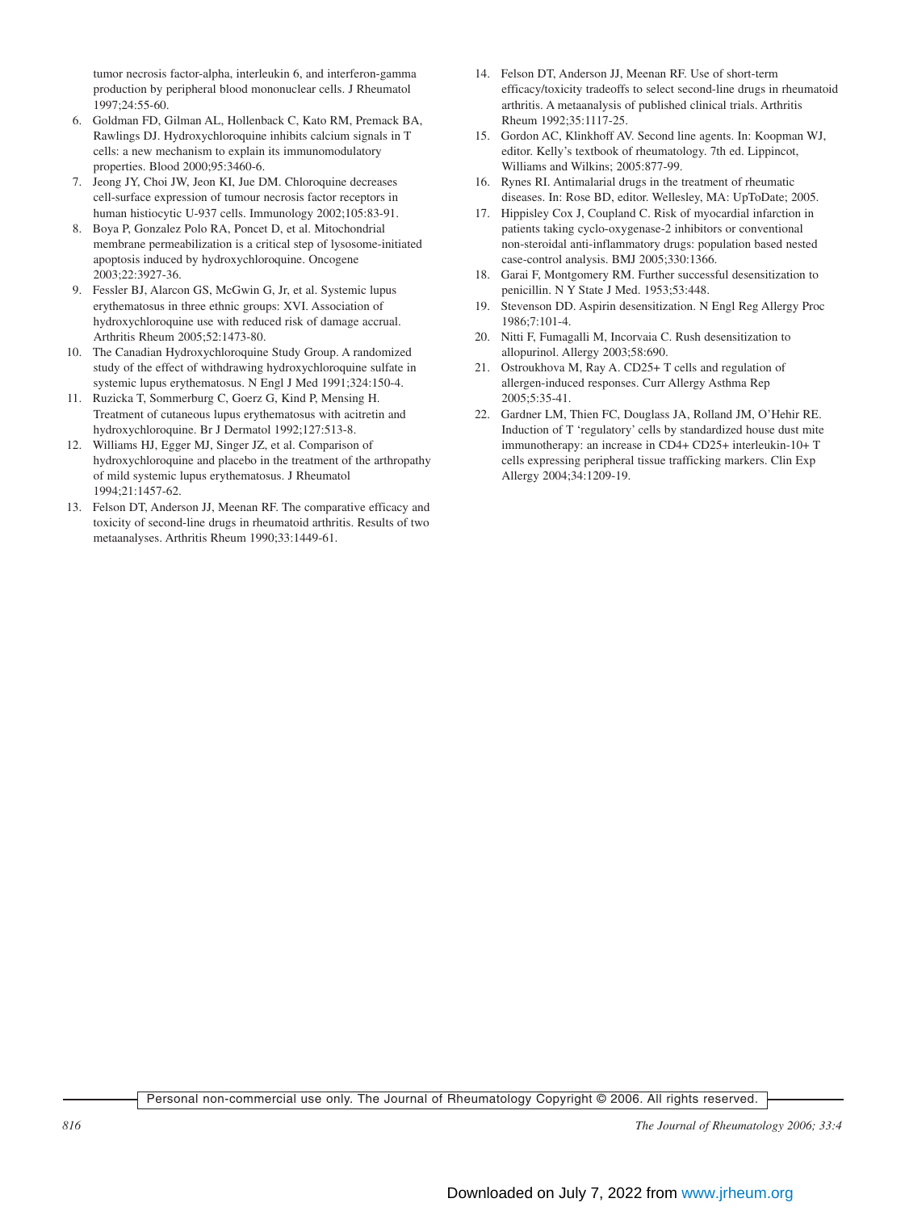tumor necrosis factor-alpha, interleukin 6, and interferon-gamma production by peripheral blood mononuclear cells. J Rheumatol 1997;24:55-60.

6. Goldman FD, Gilman AL, Hollenback C, Kato RM, Premack BA, Rawlings DJ. Hydroxychloroquine inhibits calcium signals in T cells: a new mechanism to explain its immunomodulatory properties. Blood 2000;95:3460-6.
7. Jeong JY, Choi JW, Jeon KI, Jue DM. Chloroquine decreases cell-surface expression of tumour necrosis factor receptors in human histiocytic U-937 cells. Immunology 2002;105:83-91.
8. Boya P, Gonzalez Polo RA, Poncet D, et al. Mitochondrial membrane permeabilization is a critical step of lysosome-initiated apoptosis induced by hydroxychloroquine. Oncogene 2003;22:3927-36.
9. Fessler BJ, Alarcon GS, McGwin G, Jr, et al. Systemic lupus erythematosus in three ethnic groups: XVI. Association of hydroxychloroquine use with reduced risk of damage accrual. Arthritis Rheum 2005;52:1473-80.
10. The Canadian Hydroxychloroquine Study Group. A randomized study of the effect of withdrawing hydroxychloroquine sulfate in systemic lupus erythematosus. N Engl J Med 1991;324:150-4.
11. Ruzicka T, Sommerburg C, Goerz G, Kind P, Mensing H. Treatment of cutaneous lupus erythematosus with acitretin and hydroxychloroquine. Br J Dermatol 1992;127:513-8.
12. Williams HJ, Egger MJ, Singer JZ, et al. Comparison of hydroxychloroquine and placebo in the treatment of the arthropathy of mild systemic lupus erythematosus. J Rheumatol 1994;21:1457-62.
13. Felson DT, Anderson JJ, Meenan RF. The comparative efficacy and toxicity of second-line drugs in rheumatoid arthritis. Results of two metaanalyses. Arthritis Rheum 1990;33:1449-61.
14. Felson DT, Anderson JJ, Meenan RF. Use of short-term efficacy/toxicity tradeoffs to select second-line drugs in rheumatoid arthritis. A metaanalysis of published clinical trials. Arthritis Rheum 1992;35:1117-25.
15. Gordon AC, Klinkhoff AV. Second line agents. In: Koopman WJ, editor. Kelly's textbook of rheumatology. 7th ed. Lippincot, Williams and Wilkins; 2005:877-99.
16. Rynes RI. Antimalarial drugs in the treatment of rheumatic diseases. In: Rose BD, editor. Wellesley, MA: UpToDate; 2005.
17. Hippisley Cox J, Coupland C. Risk of myocardial infarction in patients taking cyclo-oxygenase-2 inhibitors or conventional non-steroidal anti-inflammatory drugs: population based nested case-control analysis. BMJ 2005;330:1366.
18. Garai F, Montgomery RM. Further successful desensitization to penicillin. N Y State J Med. 1953;53:448.
19. Stevenson DD. Aspirin desensitization. N Engl Reg Allergy Proc 1986;7:101-4.
20. Nitti F, Fumagalli M, Incorvaia C. Rush desensitization to allopurinol. Allergy 2003;58:690.
21. Ostroukhova M, Ray A. CD25+ T cells and regulation of allergen-induced responses. Curr Allergy Asthma Rep 2005;5:35-41.
22. Gardner LM, Thien FC, Douglass JA, Rolland JM, O'Hehir RE. Induction of T 'regulatory' cells by standardized house dust mite immunotherapy: an increase in CD4+ CD25+ interleukin-10+ T cells expressing peripheral tissue trafficking markers. Clin Exp Allergy 2004;34:1209-19.